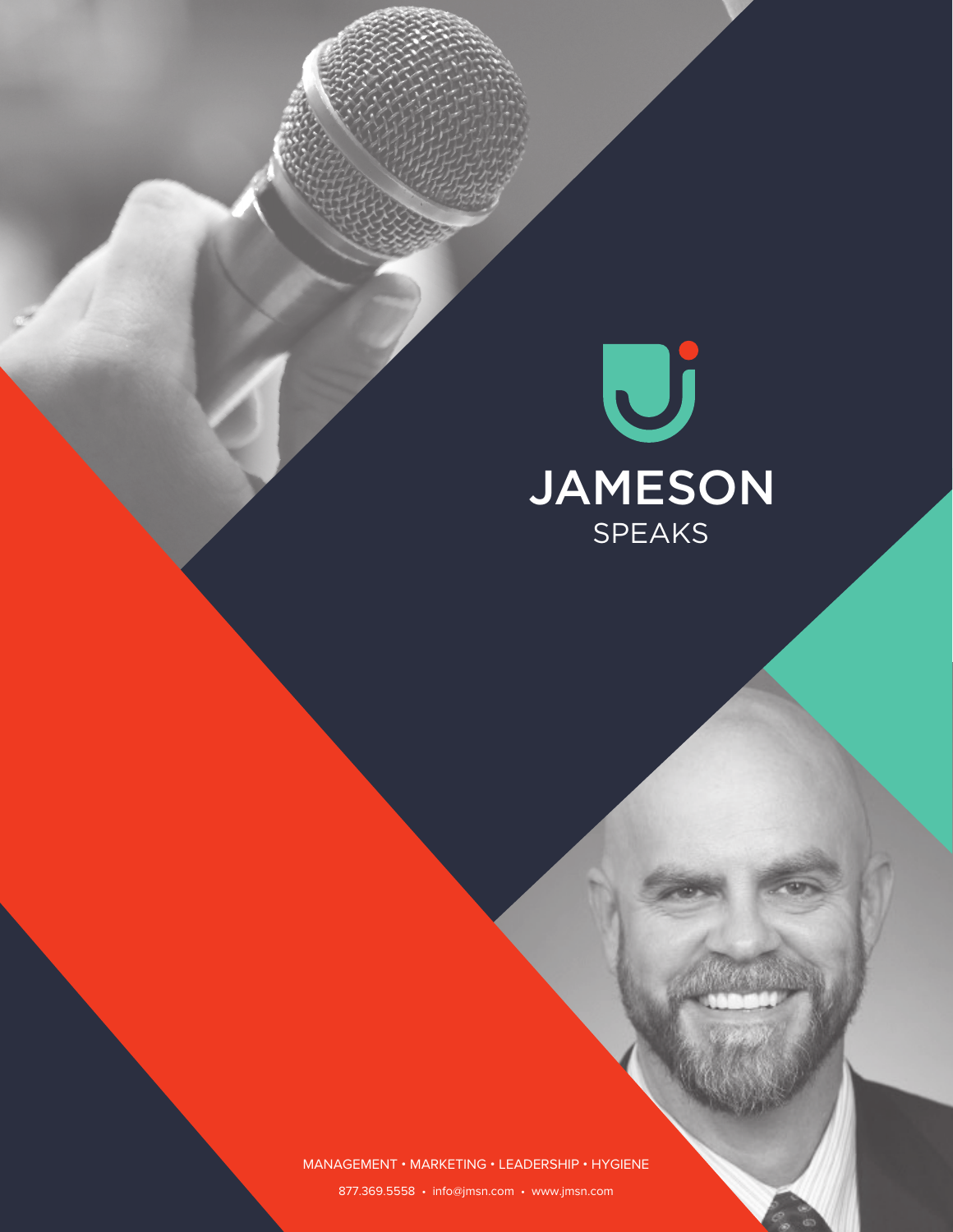# JAMESON

## SPEAKS

MANAGEMENT • MARKETING • LEADERSHIP • HYGIENE

877.369.5558 • info@jmsn.com • www.jmsn.com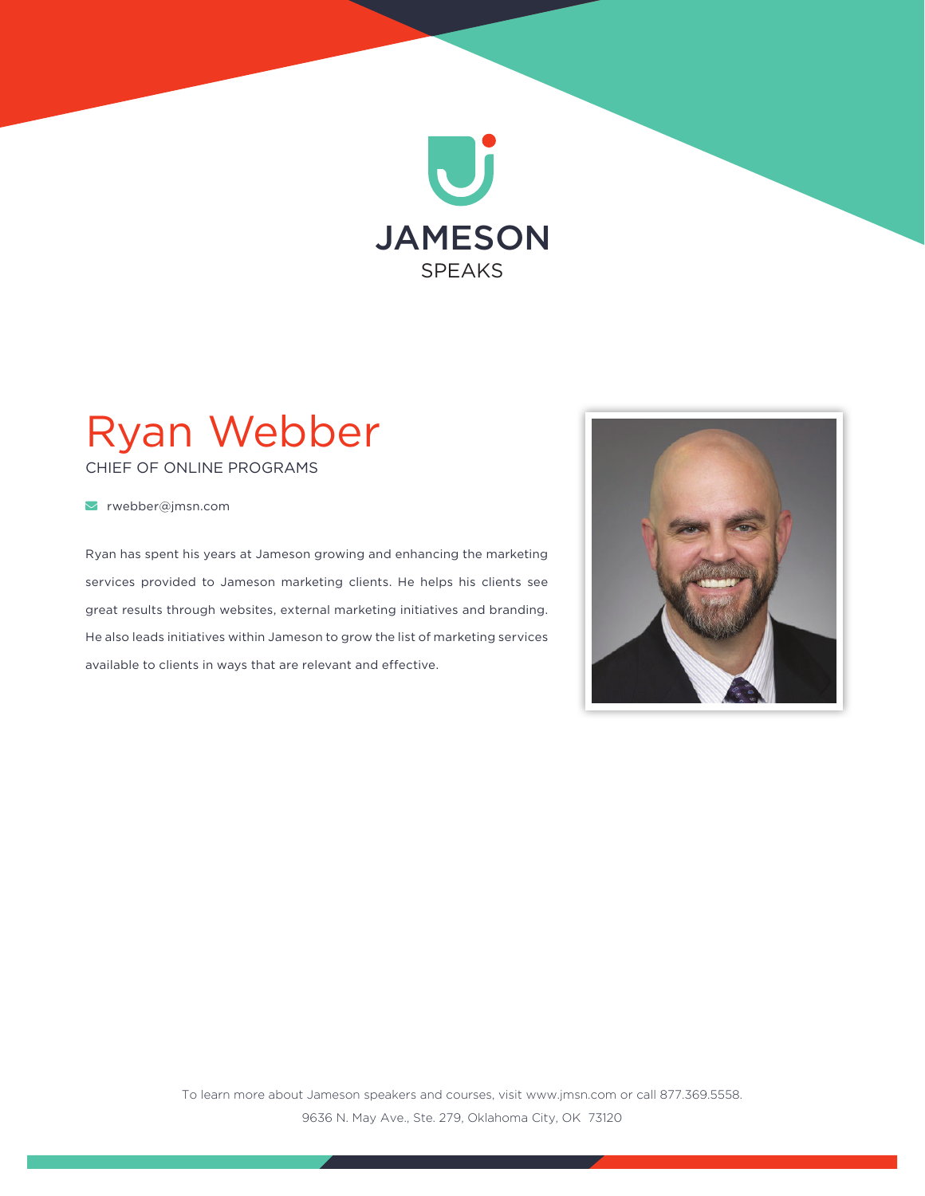JAMESON

SPEAKS

# Ryan Webber

CHIEF OF ONLINE PROGRAMS

rwebber@jmsn.com

Ryan has spent his years at Jameson growing and enhancing the marketing services provided to Jameson marketing clients. He helps his clients see great results through websites, external marketing initiatives and branding. He also leads initiatives within Jameson to grow the list of marketing services available to clients in ways that are relevant and effective.

To learn more about Jameson speakers and courses, visit www.jmsn.com or call 877.369.5558.

9636 N. May Ave., Ste. 279, Oklahoma City, OK 73120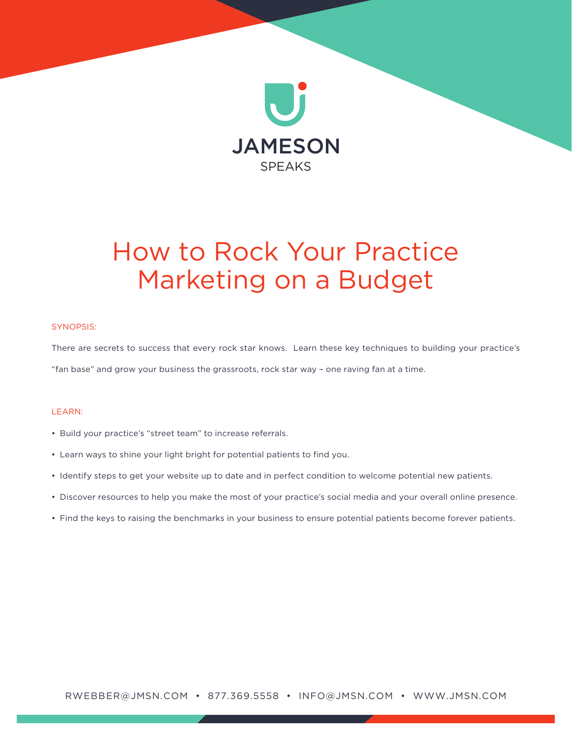JAMESON
SPEAKS

# How to Rock Your Practice Marketing on a Budget

SYNOPSIS:

There are secrets to success that every rock star knows. Learn these key techniques to building your practice's "fan base" and grow your business the grassroots, rock star way – one raving fan at a time.

LEARN:

- Build your practice's "street team" to increase referrals.
- Learn ways to shine your light bright for potential patients to find you.
- Identify steps to get your website up to date and in perfect condition to welcome potential new patients.
- Discover resources to help you make the most of your practice's social media and your overall online presence.
- Find the keys to raising the benchmarks in your business to ensure potential patients become forever patients.

RWEBBER@JMSN.COM • 877.369.5558 • INFO@JMSN.COM • WWW.JMSN.COM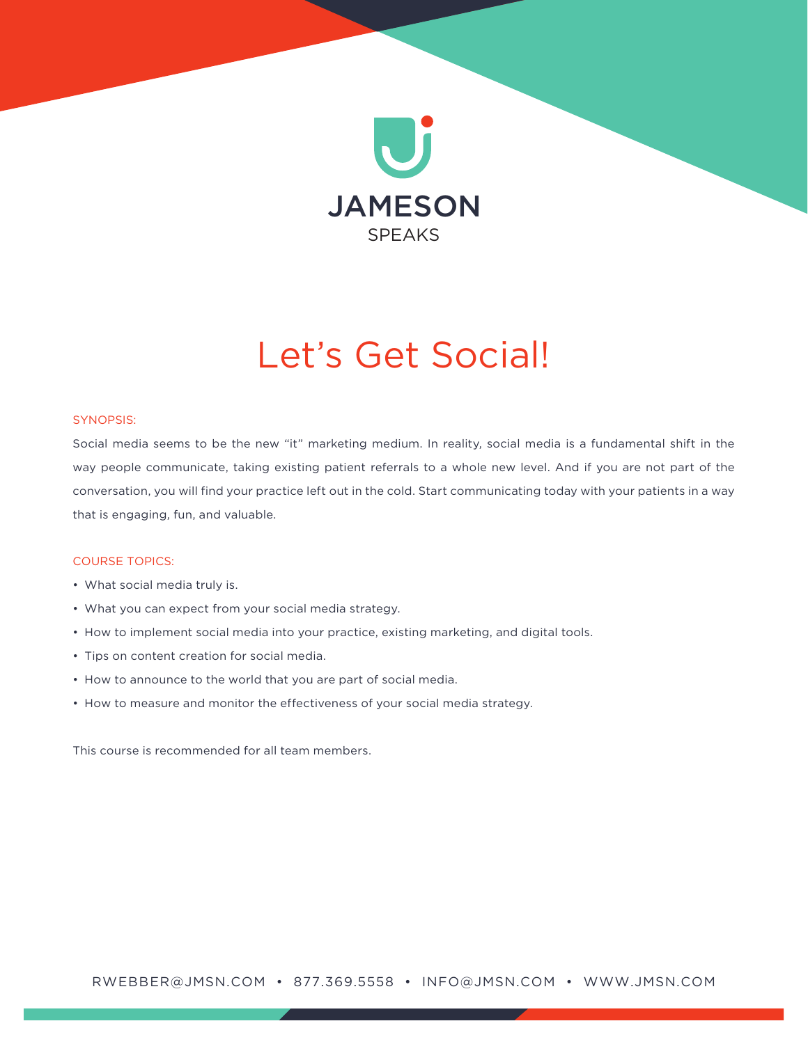JAMESON

SPEAKS

# Let's Get Social!

SYNOPSIS:

Social media seems to be the new "it" marketing medium. In reality, social media is a fundamental shift in the way people communicate, taking existing patient referrals to a whole new level. And if you are not part of the conversation, you will find your practice left out in the cold. Start communicating today with your patients in a way that is engaging, fun, and valuable.

COURSE TOPICS:

- What social media truly is.
- What you can expect from your social media strategy.
- How to implement social media into your practice, existing marketing, and digital tools.
- Tips on content creation for social media.
- How to announce to the world that you are part of social media.
- How to measure and monitor the effectiveness of your social media strategy.

This course is recommended for all team members.

RWEBBER@JMSN.COM • 877.369.5558 • INFO@JMSN.COM • WWW.JMSN.COM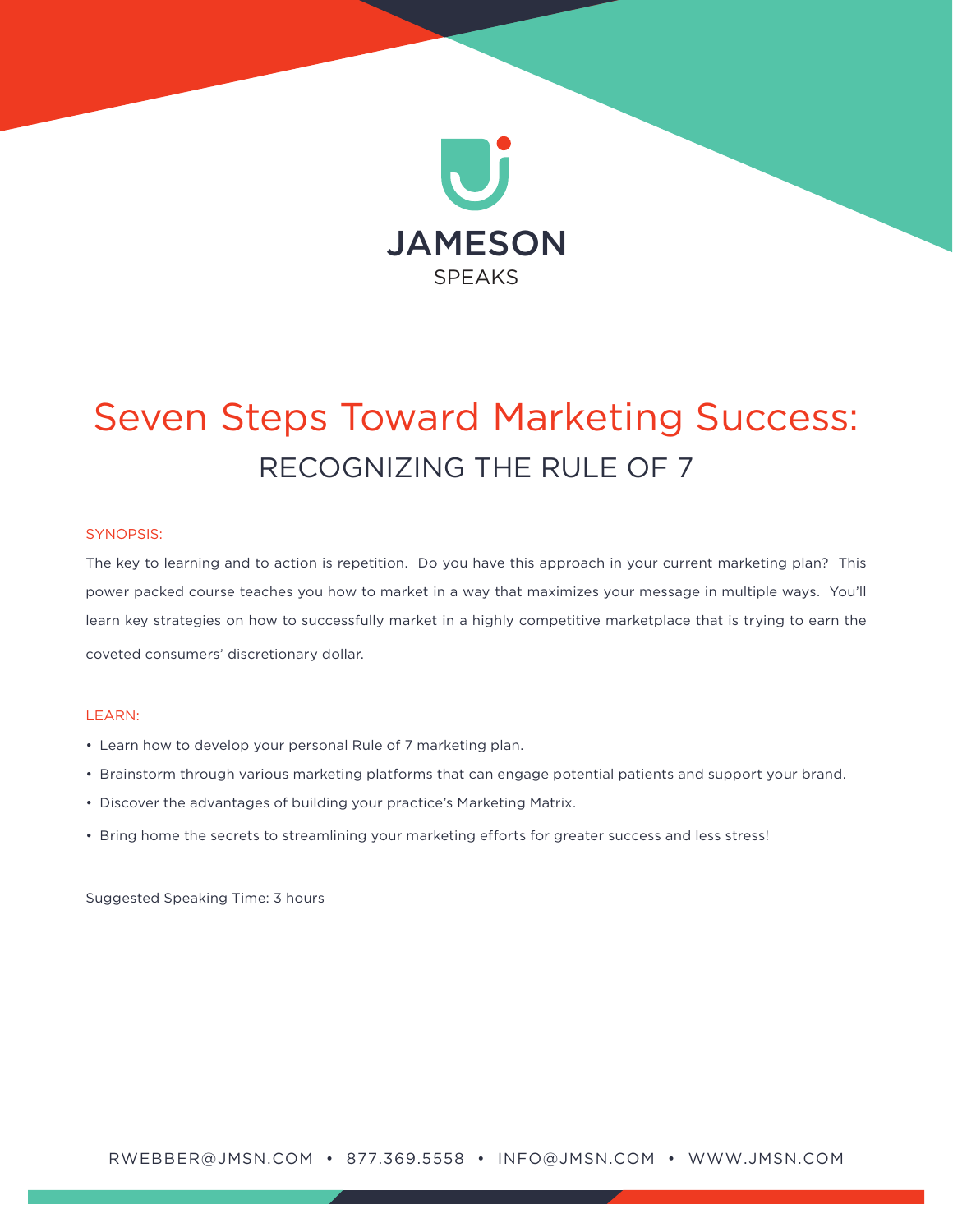JAMESON SPEAKS

# Seven Steps Toward Marketing Success:

## RECOGNIZING THE RULE OF 7

SYNOPSIS:

The key to learning and to action is repetition. Do you have this approach in your current marketing plan? This power packed course teaches you how to market in a way that maximizes your message in multiple ways. You'll learn key strategies on how to successfully market in a highly competitive marketplace that is trying to earn the coveted consumers' discretionary dollar.

LEARN:

- Learn how to develop your personal Rule of 7 marketing plan.
- Brainstorm through various marketing platforms that can engage potential patients and support your brand.
- Discover the advantages of building your practice's Marketing Matrix.
- Bring home the secrets to streamlining your marketing efforts for greater success and less stress!

Suggested Speaking Time: 3 hours

RWEBBER@JMSN.COM • 877.369.5558 • INFO@JMSN.COM • WWW.JMSN.COM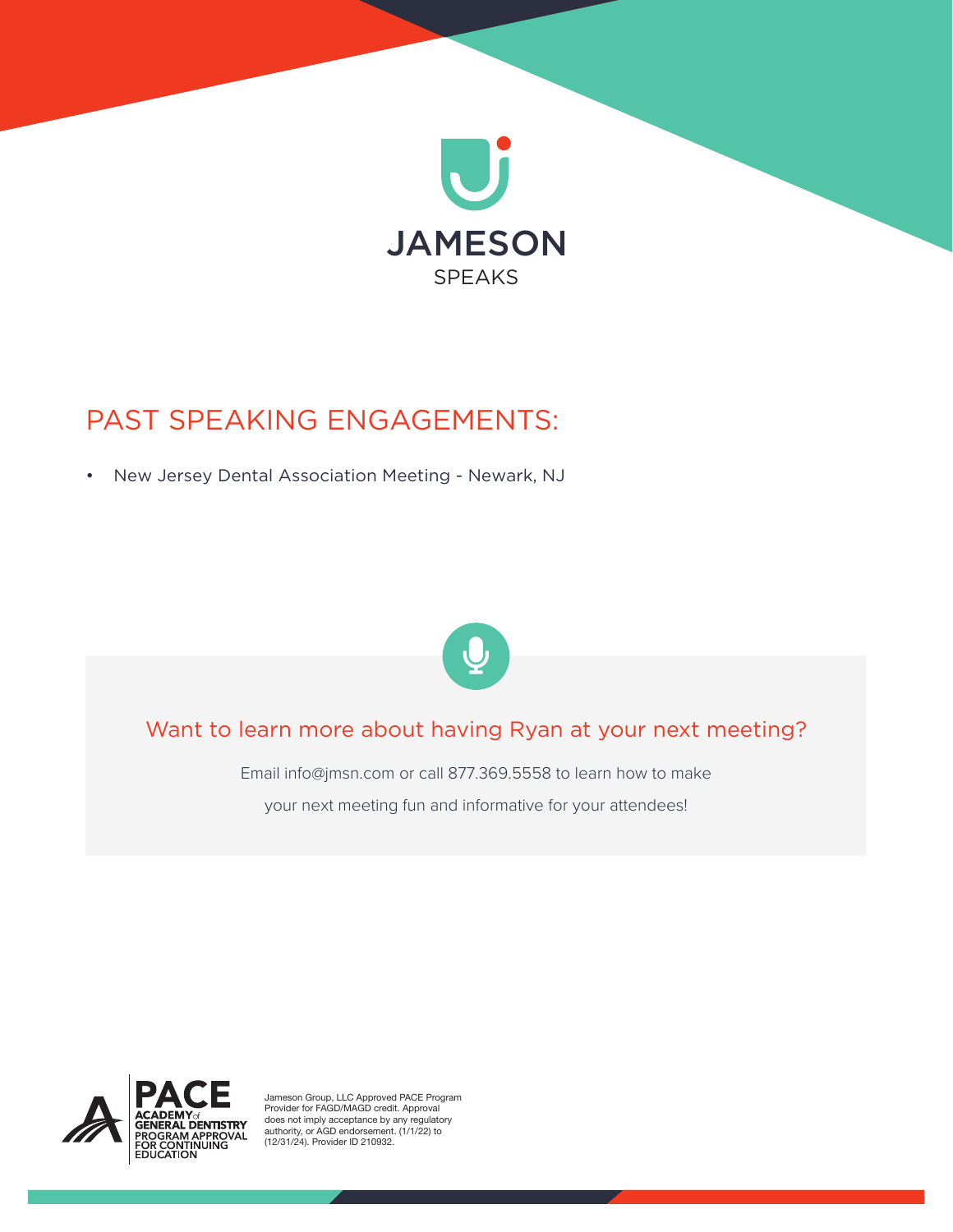JAMESON

SPEAKS

## PAST SPEAKING ENGAGEMENTS:

- New Jersey Dental Association Meeting - Newark, NJ

### Want to learn more about having Ryan at your next meeting?

Email info@jmsn.com or call 877.369.5558 to learn how to make

your next meeting fun and informative for your attendees!

PACE
ACADEMY of GENERAL DENTISTRY
PROGRAM APPROVAL
FOR CONTINUING
EDUCATION

Jameson Group, LLC Approved PACE Program Provider for FAGD/MAGD credit. Approval does not imply acceptance by any regulatory authority, or AGD endorsement. (1/1/22) to (12/31/24). Provider ID 210932.